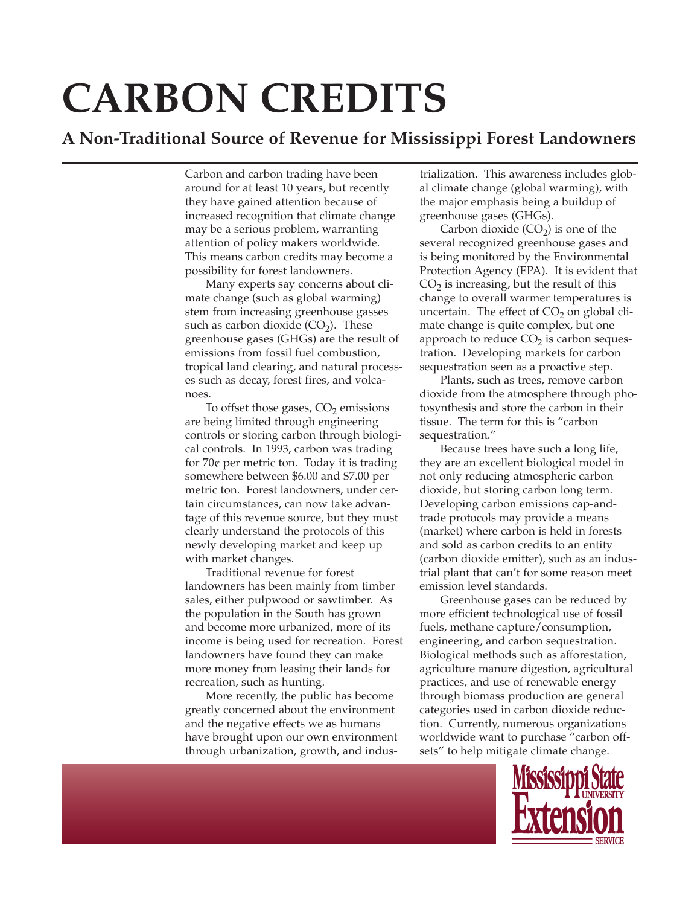# CARBON CREDITS

## A Non-Traditional Source of Revenue for Mississippi Forest Landowners

Carbon and carbon trading have been around for at least 10 years, but recently they have gained attention because of increased recognition that climate change may be a serious problem, warranting attention of policy makers worldwide. This means carbon credits may become a possibility for forest landowners.

Many experts say concerns about climate change (such as global warming) stem from increasing greenhouse gasses such as carbon dioxide ($CO_2$). These greenhouse gases (GHGs) are the result of emissions from fossil fuel combustion, tropical land clearing, and natural processes such as decay, forest fires, and volcanoes.

To offset those gases, $CO_2$ emissions are being limited through engineering controls or storing carbon through biological controls. In 1993, carbon was trading for 70¢ per metric ton. Today it is trading somewhere between $6.00 and $7.00 per metric ton. Forest landowners, under certain circumstances, can now take advantage of this revenue source, but they must clearly understand the protocols of this newly developing market and keep up with market changes.

Traditional revenue for forest landowners has been mainly from timber sales, either pulpwood or sawtimber. As the population in the South has grown and become more urbanized, more of its income is being used for recreation. Forest landowners have found they can make more money from leasing their lands for recreation, such as hunting.

More recently, the public has become greatly concerned about the environment and the negative effects we as humans have brought upon our own environment through urbanization, growth, and industrialization. This awareness includes global climate change (global warming), with the major emphasis being a buildup of greenhouse gases (GHGs).

Carbon dioxide ($CO_2$) is one of the several recognized greenhouse gases and is being monitored by the Environmental Protection Agency (EPA). It is evident that $CO_2$ is increasing, but the result of this change to overall warmer temperatures is uncertain. The effect of $CO_2$ on global climate change is quite complex, but one approach to reduce $CO_2$ is carbon sequestration. Developing markets for carbon sequestration seen as a proactive step.

Plants, such as trees, remove carbon dioxide from the atmosphere through photosynthesis and store the carbon in their tissue. The term for this is "carbon sequestration."

Because trees have such a long life, they are an excellent biological model in not only reducing atmospheric carbon dioxide, but storing carbon long term. Developing carbon emissions cap-and-trade protocols may provide a means (market) where carbon is held in forests and sold as carbon credits to an entity (carbon dioxide emitter), such as an industrial plant that can't for some reason meet emission level standards.

Greenhouse gases can be reduced by more efficient technological use of fossil fuels, methane capture/consumption, engineering, and carbon sequestration. Biological methods such as afforestation, agriculture manure digestion, agricultural practices, and use of renewable energy through biomass production are general categories used in carbon dioxide reduction. Currently, numerous organizations worldwide want to purchase "carbon offsets" to help mitigate climate change.

Mississippi State University Extension Service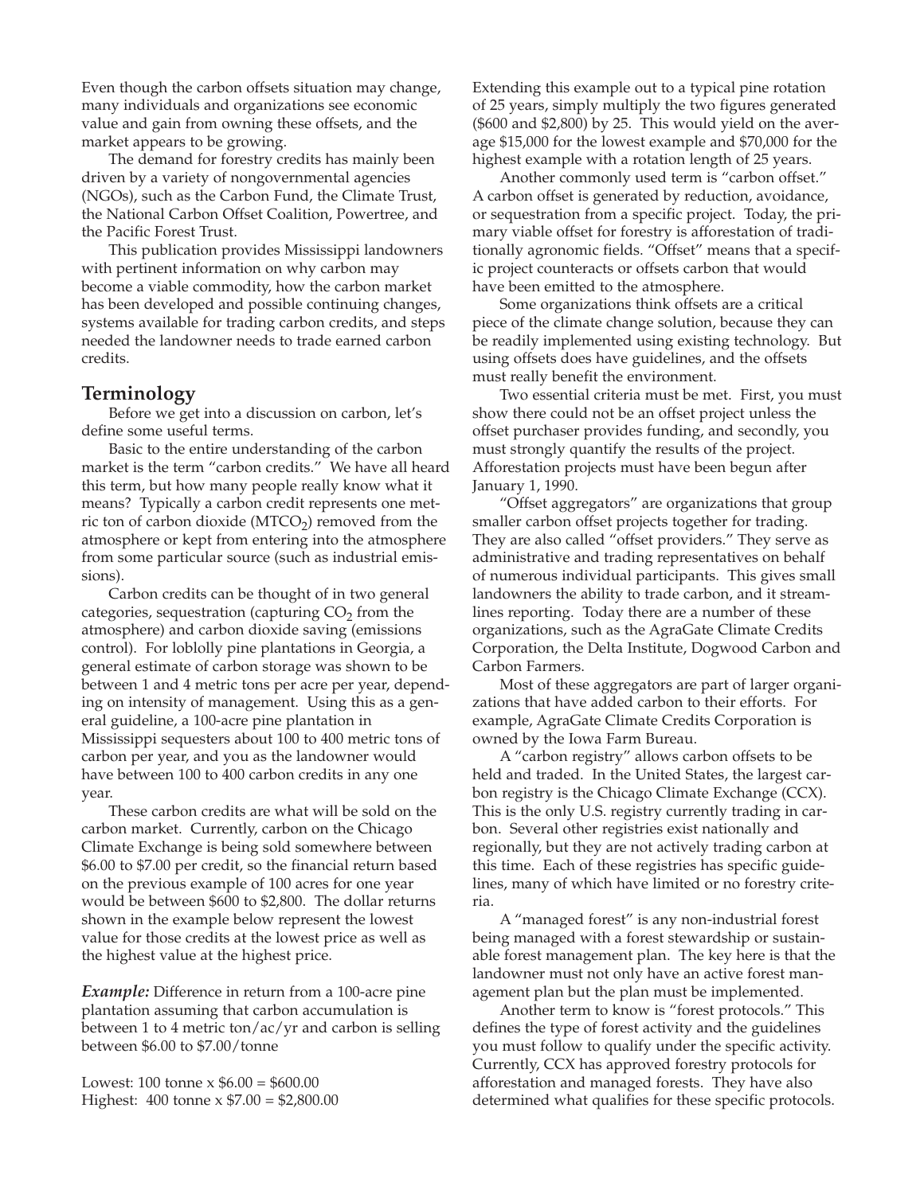Even though the carbon offsets situation may change, many individuals and organizations see economic value and gain from owning these offsets, and the market appears to be growing.

The demand for forestry credits has mainly been driven by a variety of nongovernmental agencies (NGOs), such as the Carbon Fund, the Climate Trust, the National Carbon Offset Coalition, Powertree, and the Pacific Forest Trust.

This publication provides Mississippi landowners with pertinent information on why carbon may become a viable commodity, how the carbon market has been developed and possible continuing changes, systems available for trading carbon credits, and steps needed the landowner needs to trade earned carbon credits.

## Terminology

Before we get into a discussion on carbon, let's define some useful terms.

Basic to the entire understanding of the carbon market is the term "carbon credits." We have all heard this term, but how many people really know what it means? Typically a carbon credit represents one metric ton of carbon dioxide ($MTCO_2$) removed from the atmosphere or kept from entering into the atmosphere from some particular source (such as industrial emissions).

Carbon credits can be thought of in two general categories, sequestration (capturing $CO_2$ from the atmosphere) and carbon dioxide saving (emissions control). For loblolly pine plantations in Georgia, a general estimate of carbon storage was shown to be between 1 and 4 metric tons per acre per year, depending on intensity of management. Using this as a general guideline, a 100-acre pine plantation in Mississippi sequesters about 100 to 400 metric tons of carbon per year, and you as the landowner would have between 100 to 400 carbon credits in any one year.

These carbon credits are what will be sold on the carbon market. Currently, carbon on the Chicago Climate Exchange is being sold somewhere between \$6.00 to \$7.00 per credit, so the financial return based on the previous example of 100 acres for one year would be between \$600 to \$2,800. The dollar returns shown in the example below represent the lowest value for those credits at the lowest price as well as the highest value at the highest price.

***Example:*** Difference in return from a 100-acre pine plantation assuming that carbon accumulation is between 1 to 4 metric ton/ac/yr and carbon is selling between \$6.00 to \$7.00/tonne

Lowest: 100 tonne x \$6.00 = \$600.00
Highest: 400 tonne x \$7.00 = \$2,800.00

Extending this example out to a typical pine rotation of 25 years, simply multiply the two figures generated (\$600 and \$2,800) by 25. This would yield on the average \$15,000 for the lowest example and \$70,000 for the highest example with a rotation length of 25 years.

Another commonly used term is "carbon offset." A carbon offset is generated by reduction, avoidance, or sequestration from a specific project. Today, the primary viable offset for forestry is afforestation of traditionally agronomic fields. "Offset" means that a specific project counteracts or offsets carbon that would have been emitted to the atmosphere.

Some organizations think offsets are a critical piece of the climate change solution, because they can be readily implemented using existing technology. But using offsets does have guidelines, and the offsets must really benefit the environment.

Two essential criteria must be met. First, you must show there could not be an offset project unless the offset purchaser provides funding, and secondly, you must strongly quantify the results of the project. Afforestation projects must have been begun after January 1, 1990.

"Offset aggregators" are organizations that group smaller carbon offset projects together for trading. They are also called "offset providers." They serve as administrative and trading representatives on behalf of numerous individual participants. This gives small landowners the ability to trade carbon, and it streamlines reporting. Today there are a number of these organizations, such as the AgraGate Climate Credits Corporation, the Delta Institute, Dogwood Carbon and Carbon Farmers.

Most of these aggregators are part of larger organizations that have added carbon to their efforts. For example, AgraGate Climate Credits Corporation is owned by the Iowa Farm Bureau.

A "carbon registry" allows carbon offsets to be held and traded. In the United States, the largest carbon registry is the Chicago Climate Exchange (CCX). This is the only U.S. registry currently trading in carbon. Several other registries exist nationally and regionally, but they are not actively trading carbon at this time. Each of these registries has specific guidelines, many of which have limited or no forestry criteria.

A "managed forest" is any non-industrial forest being managed with a forest stewardship or sustainable forest management plan. The key here is that the landowner must not only have an active forest management plan but the plan must be implemented.

Another term to know is "forest protocols." This defines the type of forest activity and the guidelines you must follow to qualify under the specific activity. Currently, CCX has approved forestry protocols for afforestation and managed forests. They have also determined what qualifies for these specific protocols.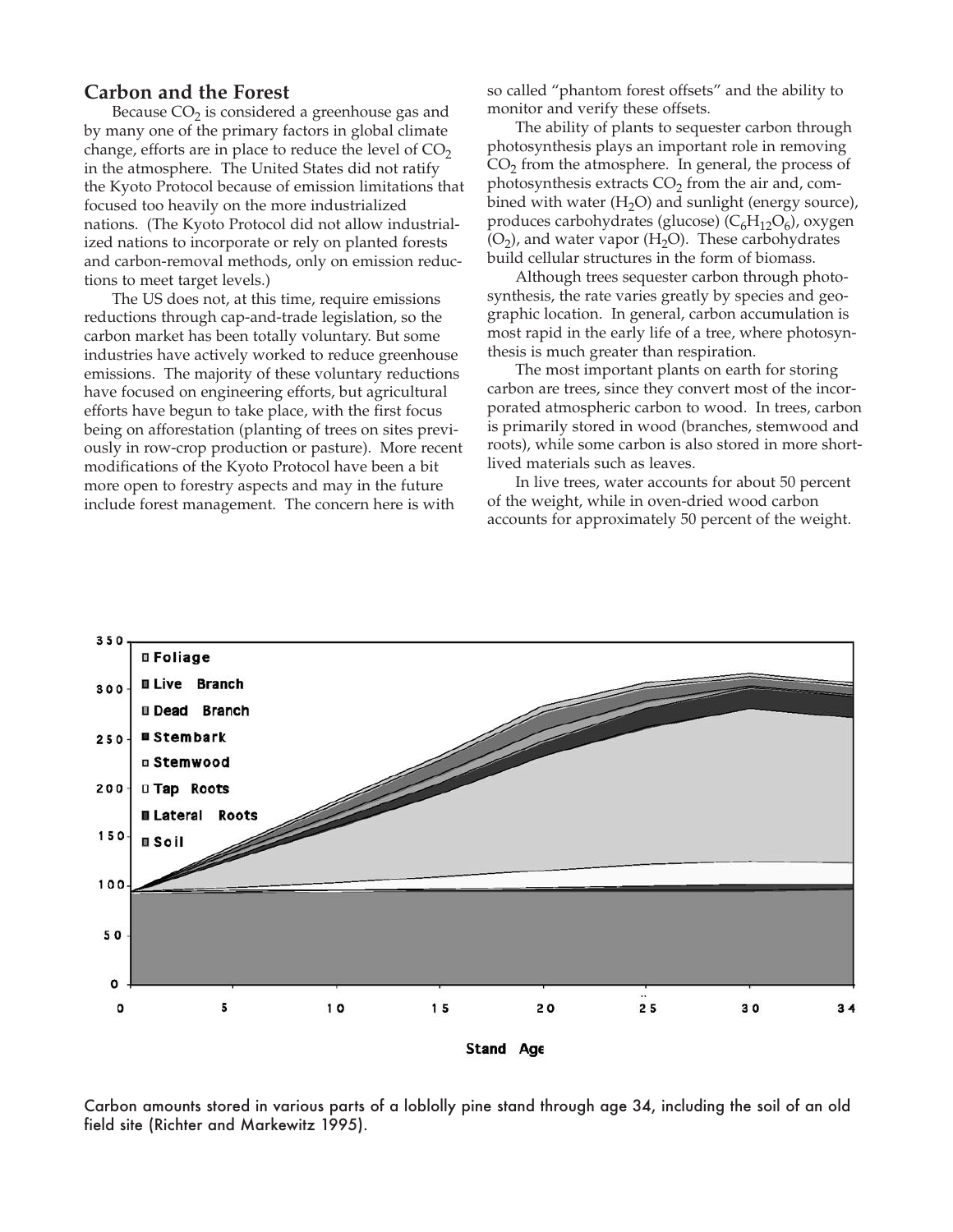## Carbon and the Forest

Because $CO_2$ is considered a greenhouse gas and by many one of the primary factors in global climate change, efforts are in place to reduce the level of $CO_2$ in the atmosphere. The United States did not ratify the Kyoto Protocol because of emission limitations that focused too heavily on the more industrialized nations. (The Kyoto Protocol did not allow industrialized nations to incorporate or rely on planted forests and carbon-removal methods, only on emission reductions to meet target levels.)

The US does not, at this time, require emissions reductions through cap-and-trade legislation, so the carbon market has been totally voluntary. But some industries have actively worked to reduce greenhouse emissions. The majority of these voluntary reductions have focused on engineering efforts, but agricultural efforts have begun to take place, with the first focus being on afforestation (planting of trees on sites previously in row-crop production or pasture). More recent modifications of the Kyoto Protocol have been a bit more open to forestry aspects and may in the future include forest management. The concern here is with so called "phantom forest offsets" and the ability to monitor and verify these offsets.

The ability of plants to sequester carbon through photosynthesis plays an important role in removing $CO_2$ from the atmosphere. In general, the process of photosynthesis extracts $CO_2$ from the air and, combined with water ($H_2O$) and sunlight (energy source), produces carbohydrates (glucose) ($C_6H_{12}O_6$), oxygen ($O_2$), and water vapor ($H_2O$). These carbohydrates build cellular structures in the form of biomass.

Although trees sequester carbon through photosynthesis, the rate varies greatly by species and geographic location. In general, carbon accumulation is most rapid in the early life of a tree, where photosynthesis is much greater than respiration.

The most important plants on earth for storing carbon are trees, since they convert most of the incorporated atmospheric carbon to wood. In trees, carbon is primarily stored in wood (branches, stemwood and roots), while some carbon is also stored in more short-lived materials such as leaves.

In live trees, water accounts for about 50 percent of the weight, while in oven-dried wood carbon accounts for approximately 50 percent of the weight.

Carbon amounts stored in various parts of a loblolly pine stand through age 34, including the soil of an old field site (Richter and Markewitz 1995).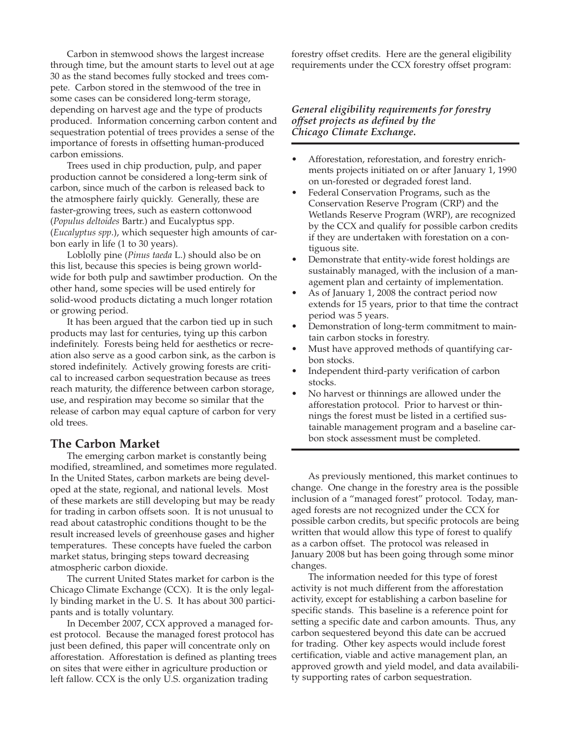Carbon in stemwood shows the largest increase through time, but the amount starts to level out at age 30 as the stand becomes fully stocked and trees compete. Carbon stored in the stemwood of the tree in some cases can be considered long-term storage, depending on harvest age and the type of products produced. Information concerning carbon content and sequestration potential of trees provides a sense of the importance of forests in offsetting human-produced carbon emissions.

Trees used in chip production, pulp, and paper production cannot be considered a long-term sink of carbon, since much of the carbon is released back to the atmosphere fairly quickly. Generally, these are faster-growing trees, such as eastern cottonwood (*Populus deltoides* Bartr.) and Eucalyptus spp. (*Eucalyptus spp*.), which sequester high amounts of carbon early in life (1 to 30 years).

Loblolly pine (*Pinus taeda* L.) should also be on this list, because this species is being grown worldwide for both pulp and sawtimber production. On the other hand, some species will be used entirely for solid-wood products dictating a much longer rotation or growing period.

It has been argued that the carbon tied up in such products may last for centuries, tying up this carbon indefinitely. Forests being held for aesthetics or recreation also serve as a good carbon sink, as the carbon is stored indefinitely. Actively growing forests are critical to increased carbon sequestration because as trees reach maturity, the difference between carbon storage, use, and respiration may become so similar that the release of carbon may equal capture of carbon for very old trees.

## The Carbon Market

The emerging carbon market is constantly being modified, streamlined, and sometimes more regulated. In the United States, carbon markets are being developed at the state, regional, and national levels. Most of these markets are still developing but may be ready for trading in carbon offsets soon. It is not unusual to read about catastrophic conditions thought to be the result increased levels of greenhouse gases and higher temperatures. These concepts have fueled the carbon market status, bringing steps toward decreasing atmospheric carbon dioxide.

The current United States market for carbon is the Chicago Climate Exchange (CCX). It is the only legally binding market in the U. S. It has about 300 participants and is totally voluntary.

In December 2007, CCX approved a managed forest protocol. Because the managed forest protocol has just been defined, this paper will concentrate only on afforestation. Afforestation is defined as planting trees on sites that were either in agriculture production or left fallow. CCX is the only U.S. organization trading forestry offset credits. Here are the general eligibility requirements under the CCX forestry offset program:

***General eligibility requirements for forestry offset projects as defined by the Chicago Climate Exchange.***

- Afforestation, reforestation, and forestry enrichments projects initiated on or after January 1, 1990 on un-forested or degraded forest land.
- Federal Conservation Programs, such as the Conservation Reserve Program (CRP) and the Wetlands Reserve Program (WRP), are recognized by the CCX and qualify for possible carbon credits if they are undertaken with forestation on a contiguous site.
- Demonstrate that entity-wide forest holdings are sustainably managed, with the inclusion of a management plan and certainty of implementation.
- As of January 1, 2008 the contract period now extends for 15 years, prior to that time the contract period was 5 years.
- Demonstration of long-term commitment to maintain carbon stocks in forestry.
- Must have approved methods of quantifying carbon stocks.
- Independent third-party verification of carbon stocks.
- No harvest or thinnings are allowed under the afforestation protocol. Prior to harvest or thinnings the forest must be listed in a certified sustainable management program and a baseline carbon stock assessment must be completed.

As previously mentioned, this market continues to change. One change in the forestry area is the possible inclusion of a "managed forest" protocol. Today, managed forests are not recognized under the CCX for possible carbon credits, but specific protocols are being written that would allow this type of forest to qualify as a carbon offset. The protocol was released in January 2008 but has been going through some minor changes.

The information needed for this type of forest activity is not much different from the afforestation activity, except for establishing a carbon baseline for specific stands. This baseline is a reference point for setting a specific date and carbon amounts. Thus, any carbon sequestered beyond this date can be accrued for trading. Other key aspects would include forest certification, viable and active management plan, an approved growth and yield model, and data availability supporting rates of carbon sequestration.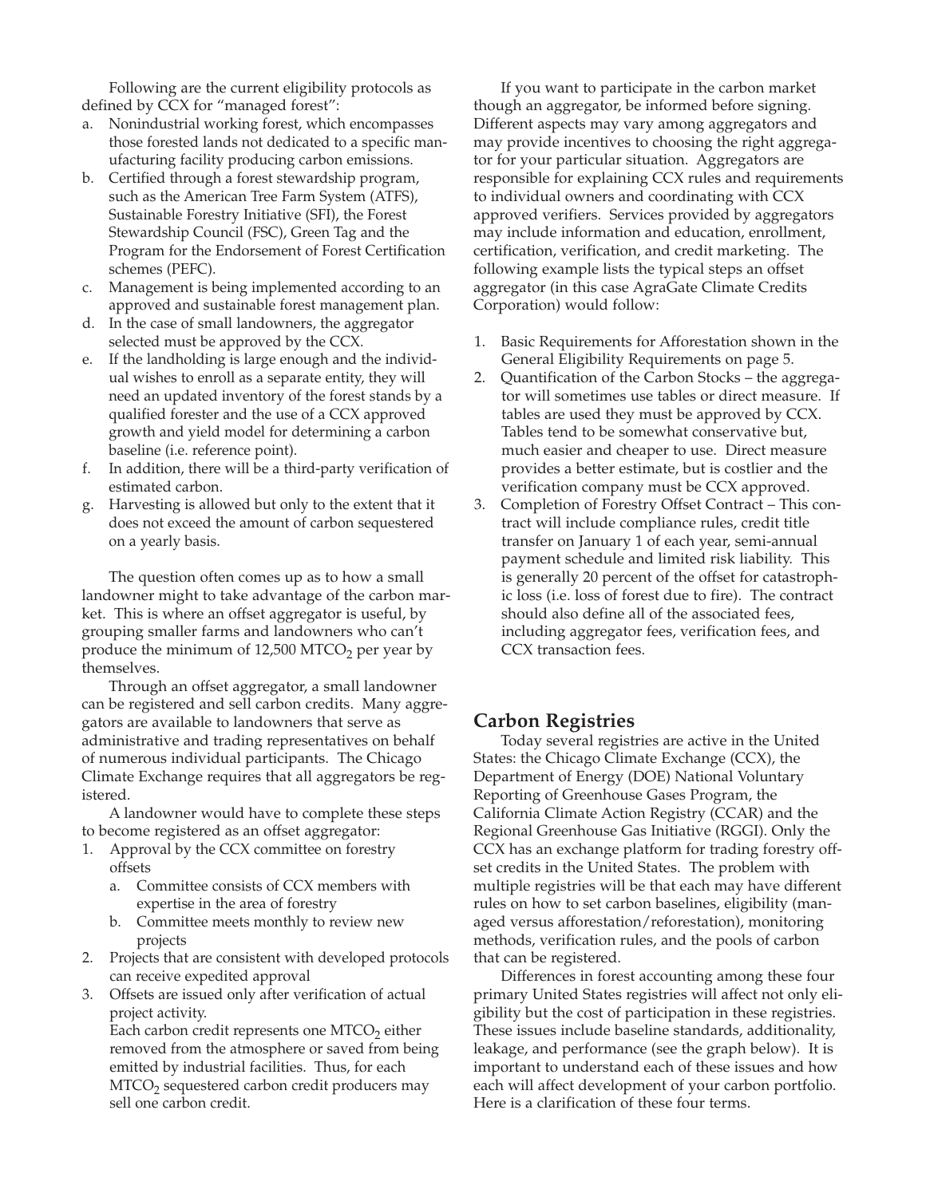Following are the current eligibility protocols as defined by CCX for "managed forest":

a. Nonindustrial working forest, which encompasses those forested lands not dedicated to a specific manufacturing facility producing carbon emissions.
b. Certified through a forest stewardship program, such as the American Tree Farm System (ATFS), Sustainable Forestry Initiative (SFI), the Forest Stewardship Council (FSC), Green Tag and the Program for the Endorsement of Forest Certification schemes (PEFC).
c. Management is being implemented according to an approved and sustainable forest management plan.
d. In the case of small landowners, the aggregator selected must be approved by the CCX.
e. If the landholding is large enough and the individual wishes to enroll as a separate entity, they will need an updated inventory of the forest stands by a qualified forester and the use of a CCX approved growth and yield model for determining a carbon baseline (i.e. reference point).
f. In addition, there will be a third-party verification of estimated carbon.
g. Harvesting is allowed but only to the extent that it does not exceed the amount of carbon sequestered on a yearly basis.

The question often comes up as to how a small landowner might to take advantage of the carbon market. This is where an offset aggregator is useful, by grouping smaller farms and landowners who can't produce the minimum of 12,500 $MTCO_2$ per year by themselves.

Through an offset aggregator, a small landowner can be registered and sell carbon credits. Many aggregators are available to landowners that serve as administrative and trading representatives on behalf of numerous individual participants. The Chicago Climate Exchange requires that all aggregators be registered.

A landowner would have to complete these steps to become registered as an offset aggregator:

1. Approval by the CCX committee on forestry offsets
   a. Committee consists of CCX members with expertise in the area of forestry
   b. Committee meets monthly to review new projects
2. Projects that are consistent with developed protocols can receive expedited approval
3. Offsets are issued only after verification of actual project activity.
   Each carbon credit represents one $MTCO_2$ either removed from the atmosphere or saved from being emitted by industrial facilities. Thus, for each $MTCO_2$ sequestered carbon credit producers may sell one carbon credit.

If you want to participate in the carbon market though an aggregator, be informed before signing. Different aspects may vary among aggregators and may provide incentives to choosing the right aggregator for your particular situation. Aggregators are responsible for explaining CCX rules and requirements to individual owners and coordinating with CCX approved verifiers. Services provided by aggregators may include information and education, enrollment, certification, verification, and credit marketing. The following example lists the typical steps an offset aggregator (in this case AgraGate Climate Credits Corporation) would follow:

1. Basic Requirements for Afforestation shown in the General Eligibility Requirements on page 5.
2. Quantification of the Carbon Stocks – the aggregator will sometimes use tables or direct measure. If tables are used they must be approved by CCX. Tables tend to be somewhat conservative but, much easier and cheaper to use. Direct measure provides a better estimate, but is costlier and the verification company must be CCX approved.
3. Completion of Forestry Offset Contract – This contract will include compliance rules, credit title transfer on January 1 of each year, semi-annual payment schedule and limited risk liability. This is generally 20 percent of the offset for catastrophic loss (i.e. loss of forest due to fire). The contract should also define all of the associated fees, including aggregator fees, verification fees, and CCX transaction fees.

## Carbon Registries

Today several registries are active in the United States: the Chicago Climate Exchange (CCX), the Department of Energy (DOE) National Voluntary Reporting of Greenhouse Gases Program, the California Climate Action Registry (CCAR) and the Regional Greenhouse Gas Initiative (RGGI). Only the CCX has an exchange platform for trading forestry offset credits in the United States. The problem with multiple registries will be that each may have different rules on how to set carbon baselines, eligibility (managed versus afforestation/reforestation), monitoring methods, verification rules, and the pools of carbon that can be registered.

Differences in forest accounting among these four primary United States registries will affect not only eligibility but the cost of participation in these registries. These issues include baseline standards, additionality, leakage, and performance (see the graph below). It is important to understand each of these issues and how each will affect development of your carbon portfolio. Here is a clarification of these four terms.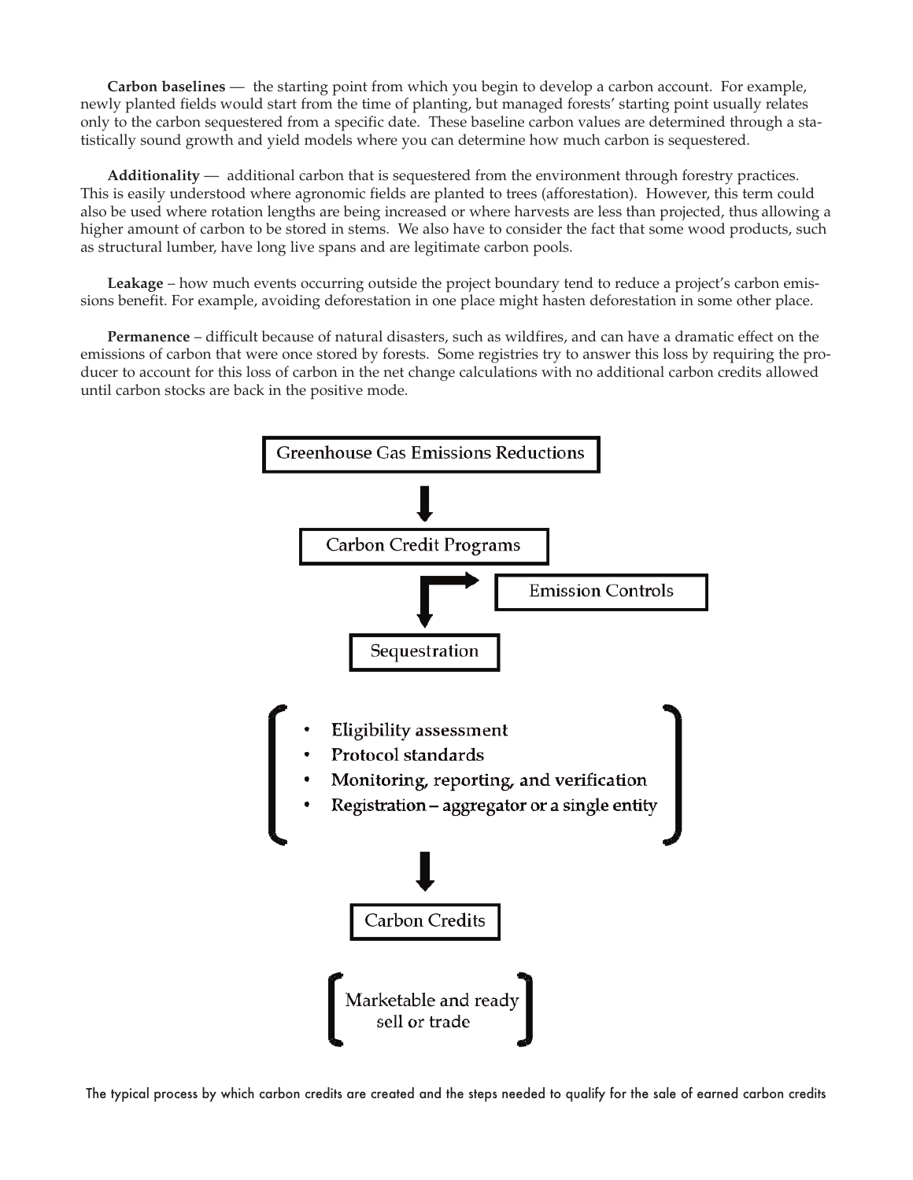**Carbon baselines** — the starting point from which you begin to develop a carbon account. For example, newly planted fields would start from the time of planting, but managed forests' starting point usually relates only to the carbon sequestered from a specific date. These baseline carbon values are determined through a statistically sound growth and yield models where you can determine how much carbon is sequestered.

**Additionality** — additional carbon that is sequestered from the environment through forestry practices. This is easily understood where agronomic fields are planted to trees (afforestation). However, this term could also be used where rotation lengths are being increased or where harvests are less than projected, thus allowing a higher amount of carbon to be stored in stems. We also have to consider the fact that some wood products, such as structural lumber, have long live spans and are legitimate carbon pools.

**Leakage** – how much events occurring outside the project boundary tend to reduce a project's carbon emissions benefit. For example, avoiding deforestation in one place might hasten deforestation in some other place.

**Permanence** – difficult because of natural disasters, such as wildfires, and can have a dramatic effect on the emissions of carbon that were once stored by forests. Some registries try to answer this loss by requiring the producer to account for this loss of carbon in the net change calculations with no additional carbon credits allowed until carbon stocks are back in the positive mode.

Greenhouse Gas Emissions Reductions

↓

Carbon Credit Programs

↓ → Emission Controls

Sequestration

- Eligibility assessment
- Protocol standards
- Monitoring, reporting, and verification
- Registration – aggregator or a single entity

↓

Carbon Credits

[ Marketable and ready sell or trade ]

The typical process by which carbon credits are created and the steps needed to qualify for the sale of earned carbon credits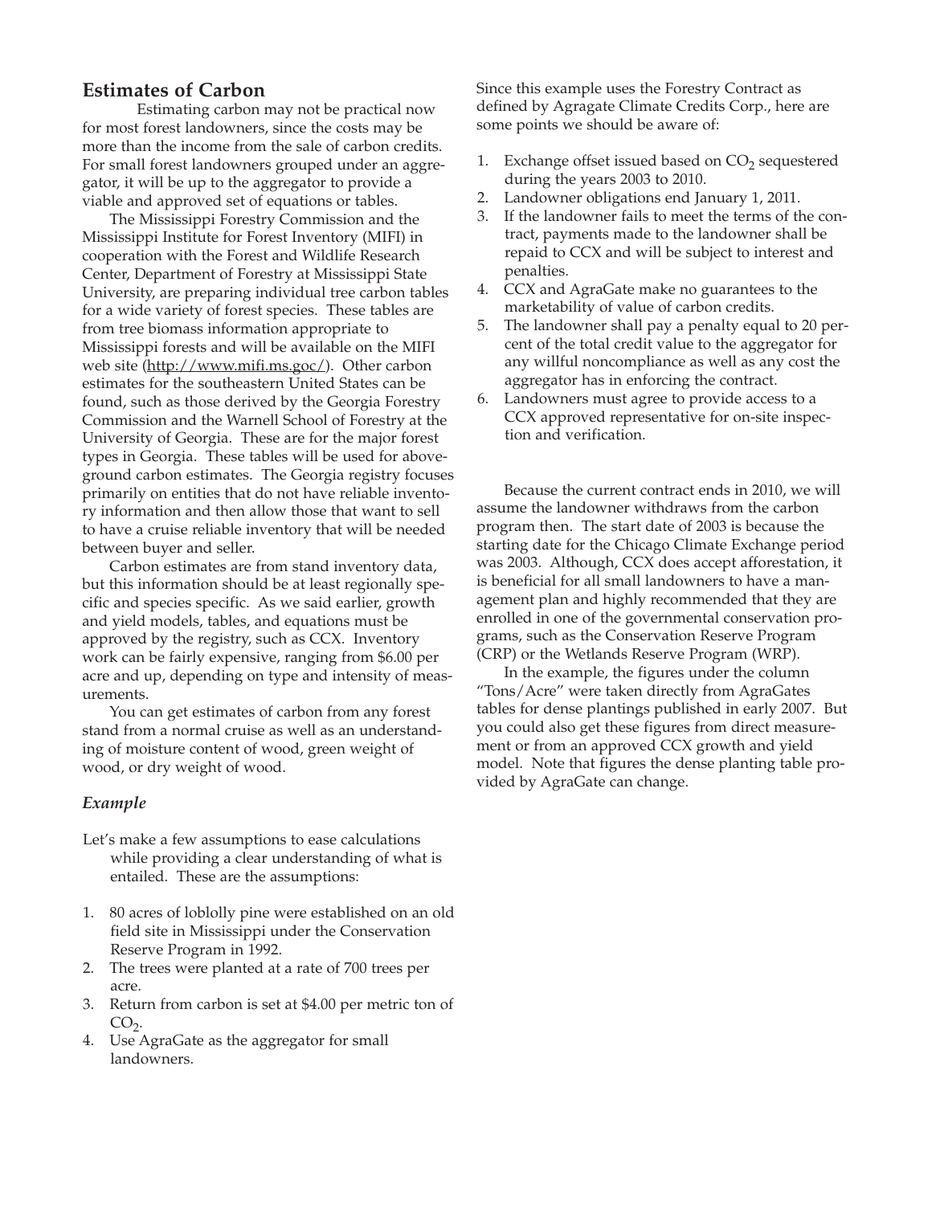## Estimates of Carbon

Estimating carbon may not be practical now for most forest landowners, since the costs may be more than the income from the sale of carbon credits. For small forest landowners grouped under an aggregator, it will be up to the aggregator to provide a viable and approved set of equations or tables.

The Mississippi Forestry Commission and the Mississippi Institute for Forest Inventory (MIFI) in cooperation with the Forest and Wildlife Research Center, Department of Forestry at Mississippi State University, are preparing individual tree carbon tables for a wide variety of forest species. These tables are from tree biomass information appropriate to Mississippi forests and will be available on the MIFI web site (http://www.mifi.ms.goc/). Other carbon estimates for the southeastern United States can be found, such as those derived by the Georgia Forestry Commission and the Warnell School of Forestry at the University of Georgia. These are for the major forest types in Georgia. These tables will be used for aboveground carbon estimates. The Georgia registry focuses primarily on entities that do not have reliable inventory information and then allow those that want to sell to have a cruise reliable inventory that will be needed between buyer and seller.

Carbon estimates are from stand inventory data, but this information should be at least regionally specific and species specific. As we said earlier, growth and yield models, tables, and equations must be approved by the registry, such as CCX. Inventory work can be fairly expensive, ranging from $6.00 per acre and up, depending on type and intensity of measurements.

You can get estimates of carbon from any forest stand from a normal cruise as well as an understanding of moisture content of wood, green weight of wood, or dry weight of wood.

### *Example*

Let's make a few assumptions to ease calculations while providing a clear understanding of what is entailed. These are the assumptions:

1. 80 acres of loblolly pine were established on an old field site in Mississippi under the Conservation Reserve Program in 1992.
2. The trees were planted at a rate of 700 trees per acre.
3. Return from carbon is set at $4.00 per metric ton of $CO_2$.
4. Use AgraGate as the aggregator for small landowners.

Since this example uses the Forestry Contract as defined by Agragate Climate Credits Corp., here are some points we should be aware of:

1. Exchange offset issued based on $CO_2$ sequestered during the years 2003 to 2010.
2. Landowner obligations end January 1, 2011.
3. If the landowner fails to meet the terms of the contract, payments made to the landowner shall be repaid to CCX and will be subject to interest and penalties.
4. CCX and AgraGate make no guarantees to the marketability of value of carbon credits.
5. The landowner shall pay a penalty equal to 20 percent of the total credit value to the aggregator for any willful noncompliance as well as any cost the aggregator has in enforcing the contract.
6. Landowners must agree to provide access to a CCX approved representative for on-site inspection and verification.

Because the current contract ends in 2010, we will assume the landowner withdraws from the carbon program then. The start date of 2003 is because the starting date for the Chicago Climate Exchange period was 2003. Although, CCX does accept afforestation, it is beneficial for all small landowners to have a management plan and highly recommended that they are enrolled in one of the governmental conservation programs, such as the Conservation Reserve Program (CRP) or the Wetlands Reserve Program (WRP).

In the example, the figures under the column "Tons/Acre" were taken directly from AgraGates tables for dense plantings published in early 2007. But you could also get these figures from direct measurement or from an approved CCX growth and yield model. Note that figures the dense planting table provided by AgraGate can change.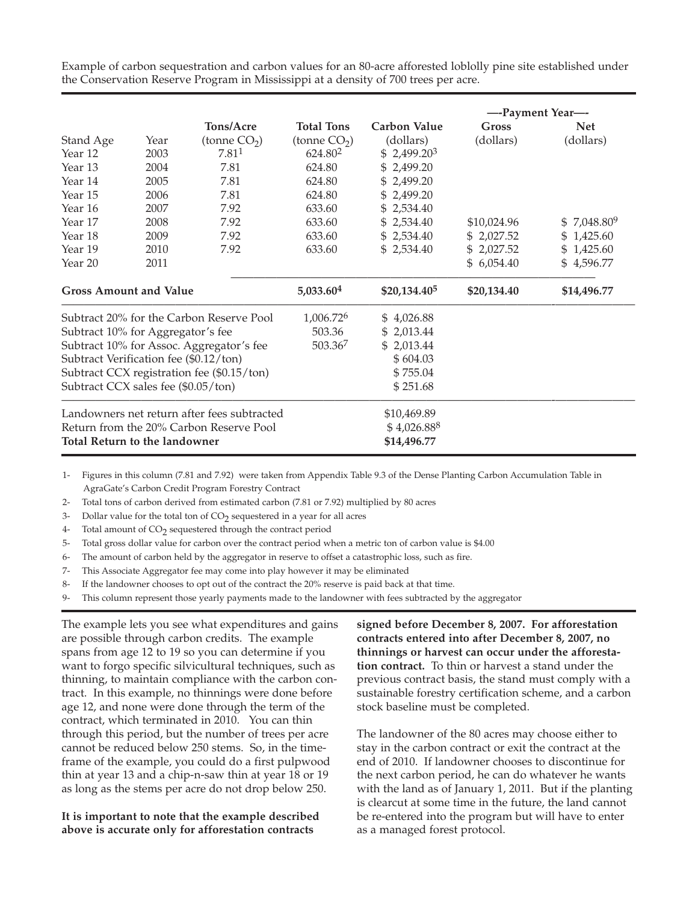Example of carbon sequestration and carbon values for an 80-acre afforested loblolly pine site established under the Conservation Reserve Program in Mississippi at a density of 700 trees per acre.

| | | | | | —-Payment Year—- | |
|---|---|---|---|---|---|---|
| Stand Age | Year | Tons/Acre (tonne $CO_2$) | Total Tons (tonne $CO_2$) | Carbon Value (dollars) | Gross (dollars) | Net (dollars) |
| Year 12 | 2003 | 7.81[1] | 624.80[2] | $ 2,499.20[3] | | |
| Year 13 | 2004 | 7.81 | 624.80 | $ 2,499.20 | | |
| Year 14 | 2005 | 7.81 | 624.80 | $ 2,499.20 | | |
| Year 15 | 2006 | 7.81 | 624.80 | $ 2,499.20 | | |
| Year 16 | 2007 | 7.92 | 633.60 | $ 2,534.40 | | |
| Year 17 | 2008 | 7.92 | 633.60 | $ 2,534.40 | $10,024.96 | $ 7,048.80[9] |
| Year 18 | 2009 | 7.92 | 633.60 | $ 2,534.40 | $ 2,027.52 | $ 1,425.60 |
| Year 19 | 2010 | 7.92 | 633.60 | $ 2,534.40 | $ 2,027.52 | $ 1,425.60 |
| Year 20 | 2011 | | | | $ 6,054.40 | $ 4,596.77 |
| **Gross Amount and Value** | | | **5,033.60[4]** | **$20,134.40[5]** | **$20,134.40** | **$14,496.77** |
| Subtract 20% for the Carbon Reserve Pool | | | 1,006.72[6] | $ 4,026.88 | | |
| Subtract 10% for Aggregator's fee | | | 503.36 | $ 2,013.44 | | |
| Subtract 10% for Assoc. Aggregator's fee | | | 503.36[7] | $ 2,013.44 | | |
| Subtract Verification fee ($0.12/ton) | | | | $ 604.03 | | |
| Subtract CCX registration fee ($0.15/ton) | | | | $ 755.04 | | |
| Subtract CCX sales fee ($0.05/ton) | | | | $ 251.68 | | |
| Landowners net return after fees subtracted | | | | $10,469.89 | | |
| Return from the 20% Carbon Reserve Pool | | | | $ 4,026.88[8] | | |
| **Total Return to the landowner** | | | | **$14,496.77** | | |

1- Figures in this column (7.81 and 7.92) were taken from Appendix Table 9.3 of the Dense Planting Carbon Accumulation Table in AgraGate's Carbon Credit Program Forestry Contract

2- Total tons of carbon derived from estimated carbon (7.81 or 7.92) multiplied by 80 acres

3- Dollar value for the total ton of $CO_2$ sequestered in a year for all acres

4- Total amount of $CO_2$ sequestered through the contract period

5- Total gross dollar value for carbon over the contract period when a metric ton of carbon value is $4.00

6- The amount of carbon held by the aggregator in reserve to offset a catastrophic loss, such as fire.

7- This Associate Aggregator fee may come into play however it may be eliminated

8- If the landowner chooses to opt out of the contract the 20% reserve is paid back at that time.

9- This column represent those yearly payments made to the landowner with fees subtracted by the aggregator

The example lets you see what expenditures and gains are possible through carbon credits. The example spans from age 12 to 19 so you can determine if you want to forgo specific silvicultural techniques, such as thinning, to maintain compliance with the carbon contract. In this example, no thinnings were done before age 12, and none were done through the term of the contract, which terminated in 2010. You can thin through this period, but the number of trees per acre cannot be reduced below 250 stems. So, in the timeframe of the example, you could do a first pulpwood thin at year 13 and a chip-n-saw thin at year 18 or 19 as long as the stems per acre do not drop below 250.

**It is important to note that the example described above is accurate only for afforestation contracts signed before December 8, 2007. For afforestation contracts entered into after December 8, 2007, no thinnings or harvest can occur under the afforestation contract.** To thin or harvest a stand under the previous contract basis, the stand must comply with a sustainable forestry certification scheme, and a carbon stock baseline must be completed.

The landowner of the 80 acres may choose either to stay in the carbon contract or exit the contract at the end of 2010. If landowner chooses to discontinue for the next carbon period, he can do whatever he wants with the land as of January 1, 2011. But if the planting is clearcut at some time in the future, the land cannot be re-entered into the program but will have to enter as a managed forest protocol.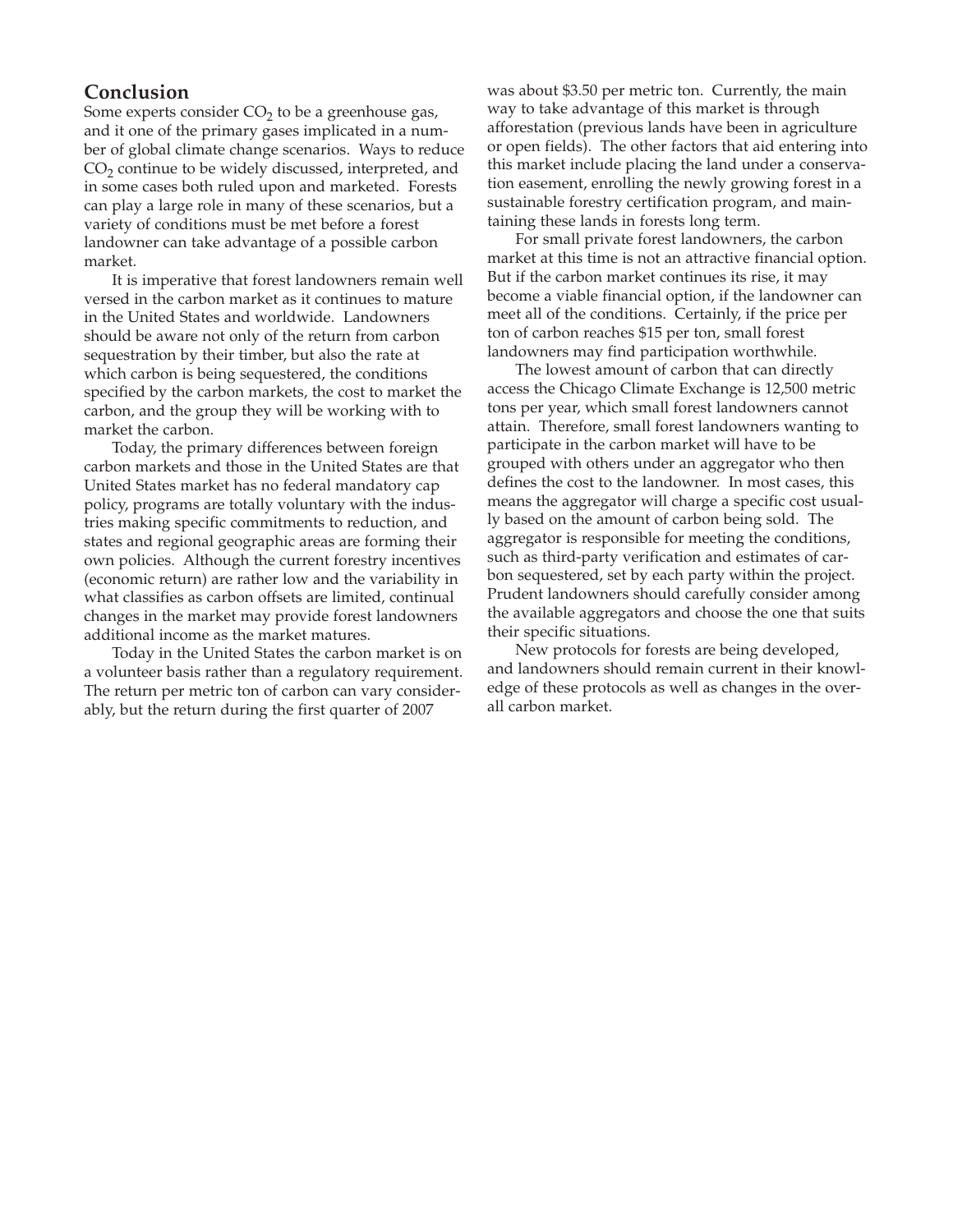## Conclusion

Some experts consider $CO_2$ to be a greenhouse gas, and it one of the primary gases implicated in a number of global climate change scenarios. Ways to reduce $CO_2$ continue to be widely discussed, interpreted, and in some cases both ruled upon and marketed. Forests can play a large role in many of these scenarios, but a variety of conditions must be met before a forest landowner can take advantage of a possible carbon market.

It is imperative that forest landowners remain well versed in the carbon market as it continues to mature in the United States and worldwide. Landowners should be aware not only of the return from carbon sequestration by their timber, but also the rate at which carbon is being sequestered, the conditions specified by the carbon markets, the cost to market the carbon, and the group they will be working with to market the carbon.

Today, the primary differences between foreign carbon markets and those in the United States are that United States market has no federal mandatory cap policy, programs are totally voluntary with the industries making specific commitments to reduction, and states and regional geographic areas are forming their own policies. Although the current forestry incentives (economic return) are rather low and the variability in what classifies as carbon offsets are limited, continual changes in the market may provide forest landowners additional income as the market matures.

Today in the United States the carbon market is on a volunteer basis rather than a regulatory requirement. The return per metric ton of carbon can vary considerably, but the return during the first quarter of 2007 was about $3.50 per metric ton. Currently, the main way to take advantage of this market is through afforestation (previous lands have been in agriculture or open fields). The other factors that aid entering into this market include placing the land under a conservation easement, enrolling the newly growing forest in a sustainable forestry certification program, and maintaining these lands in forests long term.

For small private forest landowners, the carbon market at this time is not an attractive financial option. But if the carbon market continues its rise, it may become a viable financial option, if the landowner can meet all of the conditions. Certainly, if the price per ton of carbon reaches $15 per ton, small forest landowners may find participation worthwhile.

The lowest amount of carbon that can directly access the Chicago Climate Exchange is 12,500 metric tons per year, which small forest landowners cannot attain. Therefore, small forest landowners wanting to participate in the carbon market will have to be grouped with others under an aggregator who then defines the cost to the landowner. In most cases, this means the aggregator will charge a specific cost usually based on the amount of carbon being sold. The aggregator is responsible for meeting the conditions, such as third-party verification and estimates of carbon sequestered, set by each party within the project. Prudent landowners should carefully consider among the available aggregators and choose the one that suits their specific situations.

New protocols for forests are being developed, and landowners should remain current in their knowledge of these protocols as well as changes in the overall carbon market.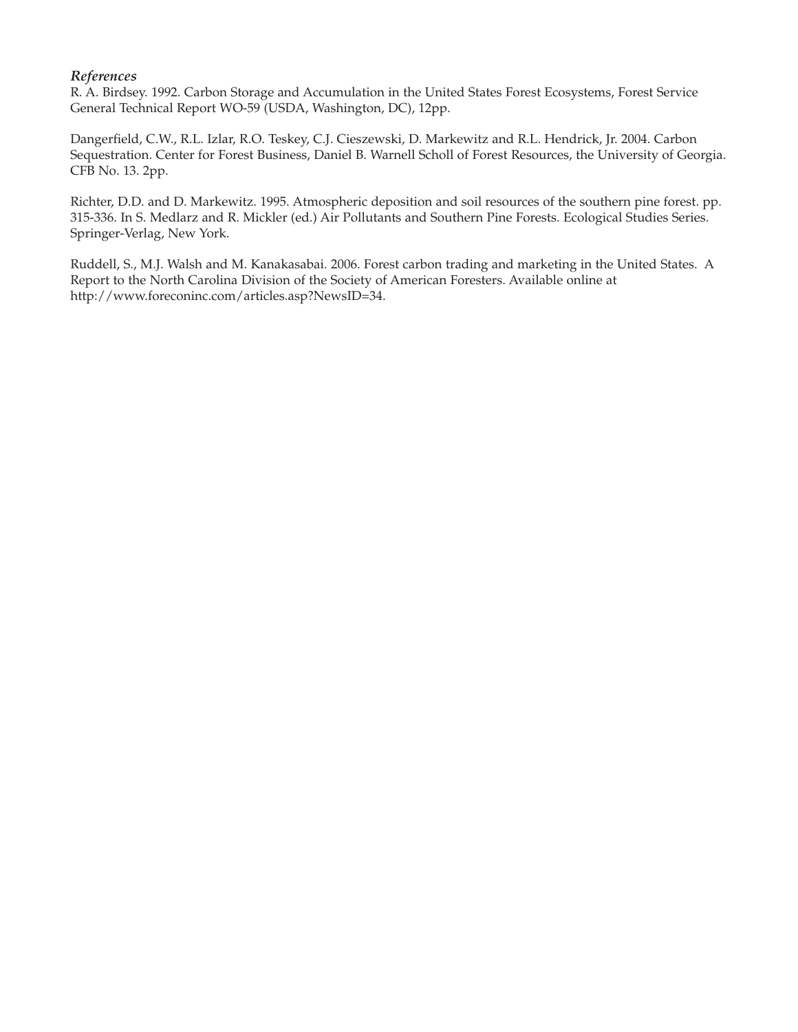*References*

R. A. Birdsey. 1992. Carbon Storage and Accumulation in the United States Forest Ecosystems, Forest Service General Technical Report WO-59 (USDA, Washington, DC), 12pp.

Dangerfield, C.W., R.L. Izlar, R.O. Teskey, C.J. Cieszewski, D. Markewitz and R.L. Hendrick, Jr. 2004. Carbon Sequestration. Center for Forest Business, Daniel B. Warnell Scholl of Forest Resources, the University of Georgia. CFB No. 13. 2pp.

Richter, D.D. and D. Markewitz. 1995. Atmospheric deposition and soil resources of the southern pine forest. pp. 315-336. In S. Medlarz and R. Mickler (ed.) Air Pollutants and Southern Pine Forests. Ecological Studies Series. Springer-Verlag, New York.

Ruddell, S., M.J. Walsh and M. Kanakasabai. 2006. Forest carbon trading and marketing in the United States. A Report to the North Carolina Division of the Society of American Foresters. Available online at http://www.foreconinc.com/articles.asp?NewsID=34.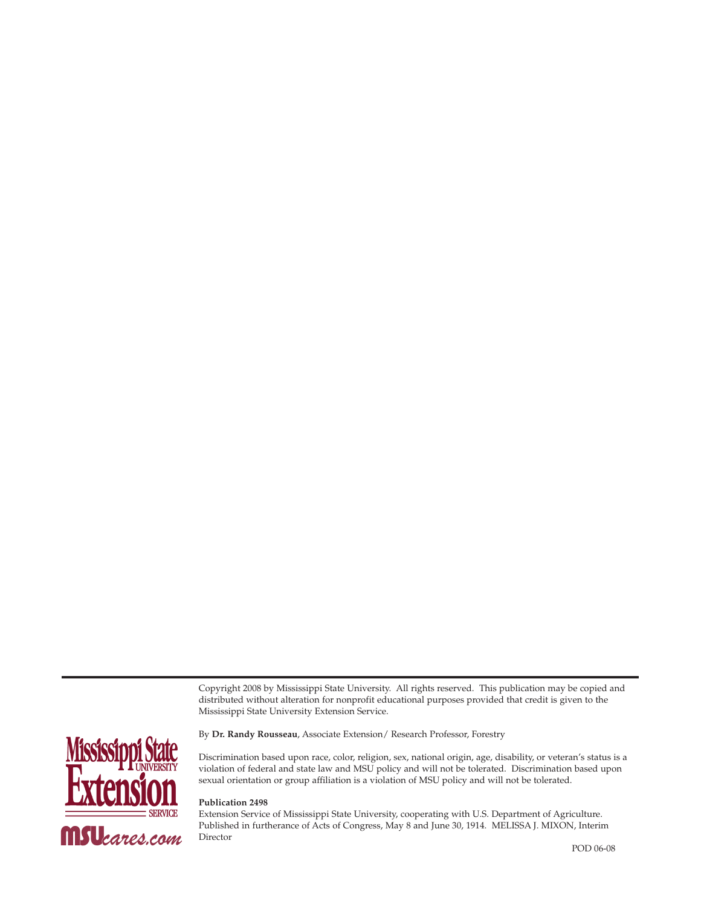Copyright 2008 by Mississippi State University. All rights reserved. This publication may be copied and distributed without alteration for nonprofit educational purposes provided that credit is given to the Mississippi State University Extension Service.

By **Dr. Randy Rousseau**, Associate Extension/ Research Professor, Forestry

Discrimination based upon race, color, religion, sex, national origin, age, disability, or veteran's status is a violation of federal and state law and MSU policy and will not be tolerated. Discrimination based upon sexual orientation or group affiliation is a violation of MSU policy and will not be tolerated.

**Publication 2498**

Extension Service of Mississippi State University, cooperating with U.S. Department of Agriculture. Published in furtherance of Acts of Congress, May 8 and June 30, 1914. MELISSA J. MIXON, Interim Director

POD 06-08